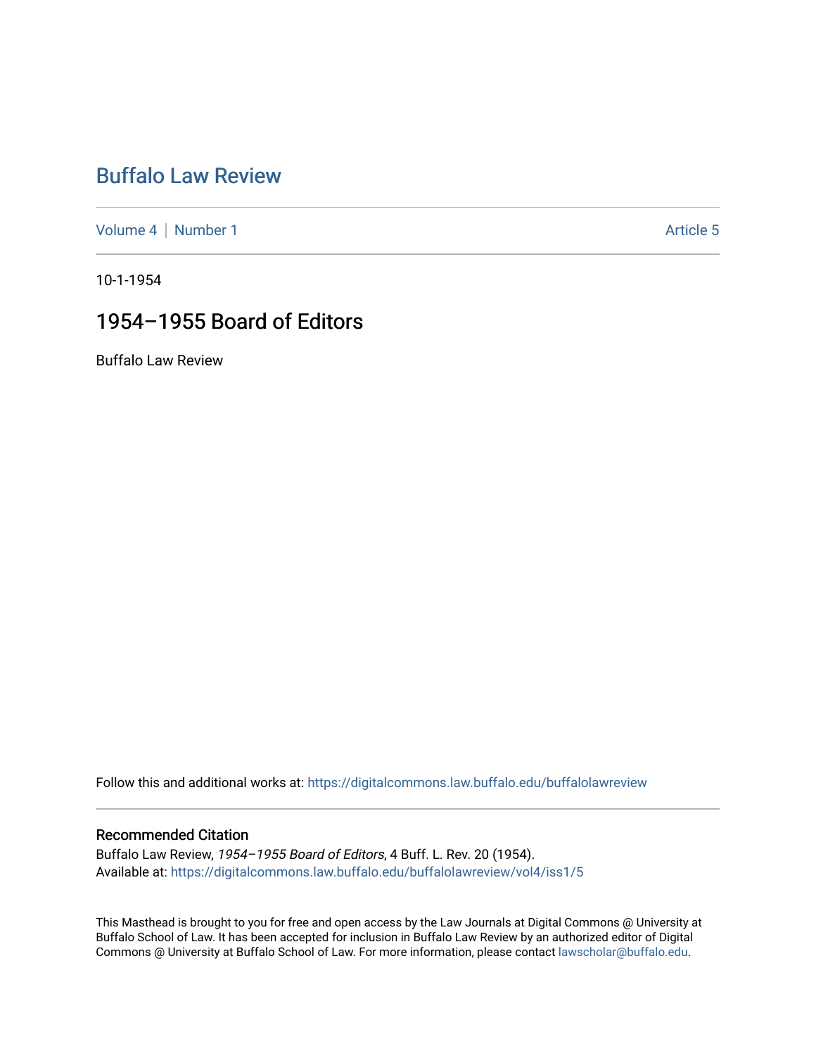# Buffalo Law Review

Volume 4 | Number 1 — Article 5

10-1-1954

## 1954–1955 Board of Editors

Buffalo Law Review

Follow this and additional works at: https://digitalcommons.law.buffalo.edu/buffalolawreview

### Recommended Citation

Buffalo Law Review, *1954–1955 Board of Editors*, 4 Buff. L. Rev. 20 (1954).
Available at: https://digitalcommons.law.buffalo.edu/buffalolawreview/vol4/iss1/5

This Masthead is brought to you for free and open access by the Law Journals at Digital Commons @ University at Buffalo School of Law. It has been accepted for inclusion in Buffalo Law Review by an authorized editor of Digital Commons @ University at Buffalo School of Law. For more information, please contact lawscholar@buffalo.edu.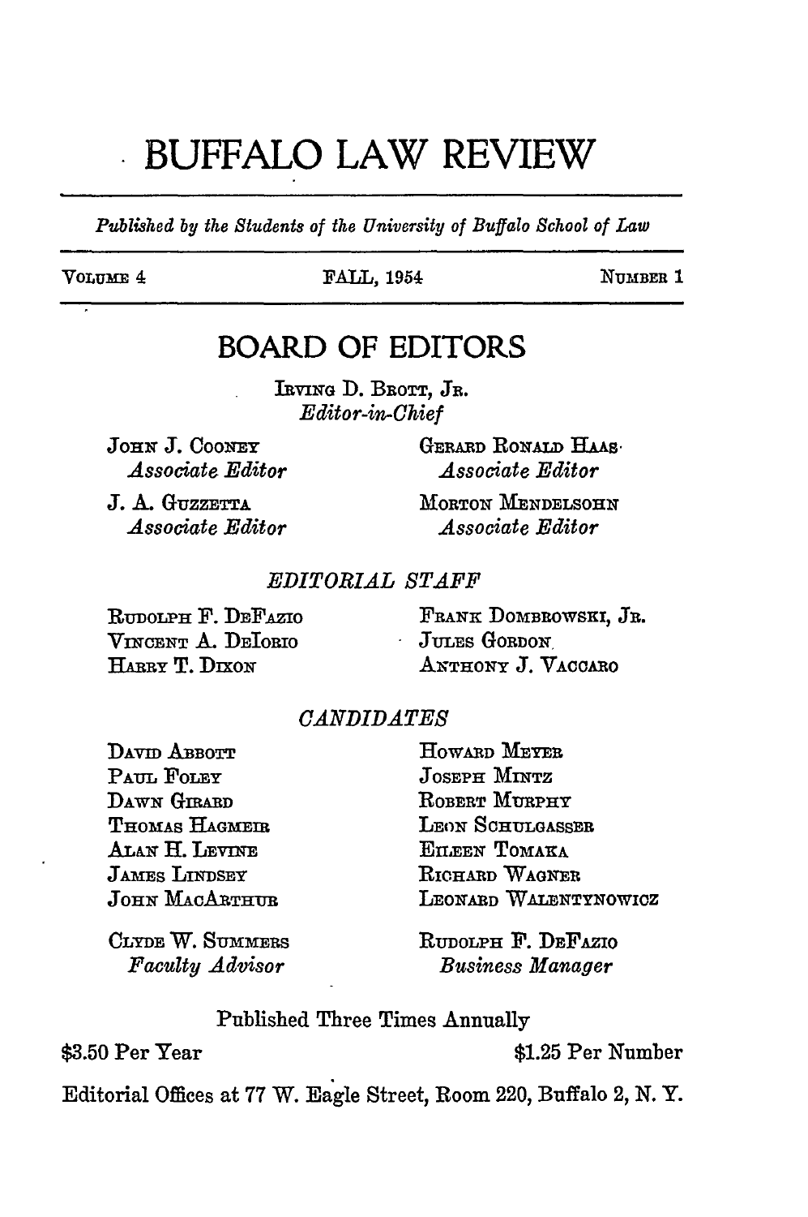# BUFFALO LAW REVIEW

*Published by the Students of the University of Buffalo School of Law*

VOLUME 4 FALL, 1954 NUMBER 1

## BOARD OF EDITORS

IRVING D. BROTT, JR.
*Editor-in-Chief*

JOHN J. COONEY
*Associate Editor*

GERARD RONALD HAAS
*Associate Editor*

J. A. GUZZETTA
*Associate Editor*

MORTON MENDELSOHN
*Associate Editor*

### *EDITORIAL STAFF*

RUDOLPH F. DEFAZIO
VINCENT A. DEIORIO
HARRY T. DIXON
FRANK DOMBROWSKI, JR.
JULES GORDON
ANTHONY J. VACCARO

### *CANDIDATES*

DAVID ABBOTT
PAUL FOLEY
DAWN GIRARD
THOMAS HAGMEIR
ALAN H. LEVINE
JAMES LINDSEY
JOHN MACARTHUR
HOWARD MEYER
JOSEPH MINTZ
ROBERT MURPHY
LEON SCHULGASSER
EILEEN TOMAKA
RICHARD WAGNER
LEONARD WALENTYNOWICZ

CLYDE W. SUMMERS
*Faculty Advisor*

RUDOLPH F. DEFAZIO
*Business Manager*

Published Three Times Annually

$3.50 Per Year $1.25 Per Number

Editorial Offices at 77 W. Eagle Street, Room 220, Buffalo 2, N. Y.